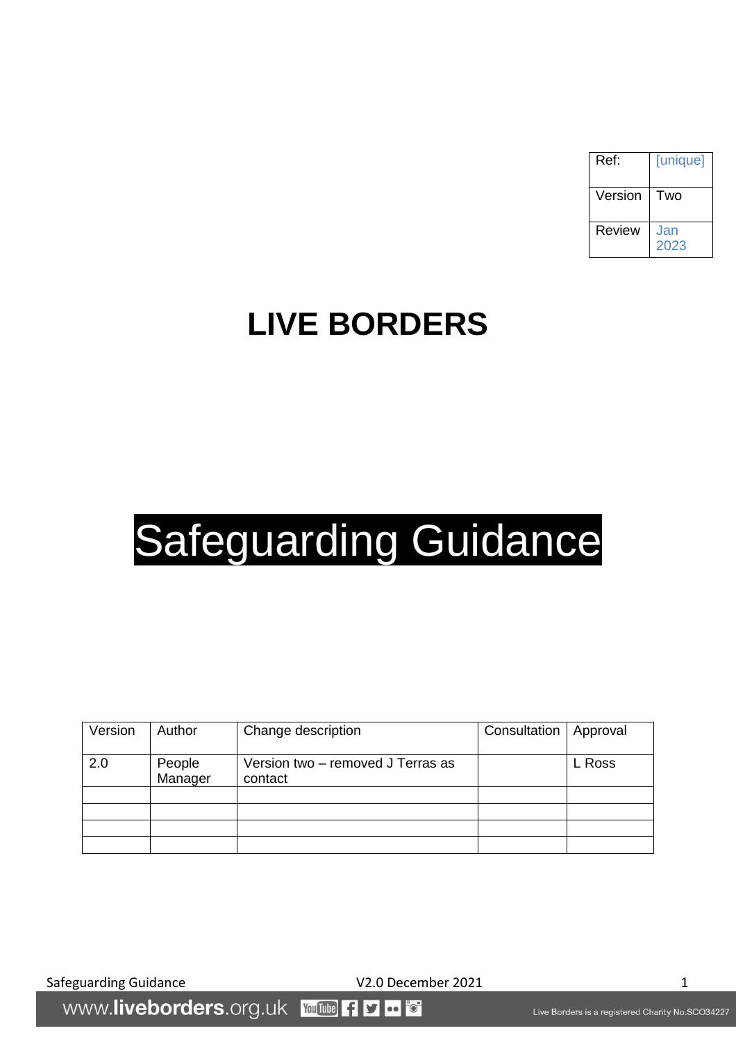| Ref: | [unique] |
|---|---|
| Version | Two |
| Review | Jan 2023 |

# LIVE BORDERS

# Safeguarding Guidance

| Version | Author | Change description | Consultation | Approval |
|---|---|---|---|---|
| 2.0 | People Manager | Version two – removed J Terras as contact | | L Ross |
| | | | | |
| | | | | |
| | | | | |
| | | | | |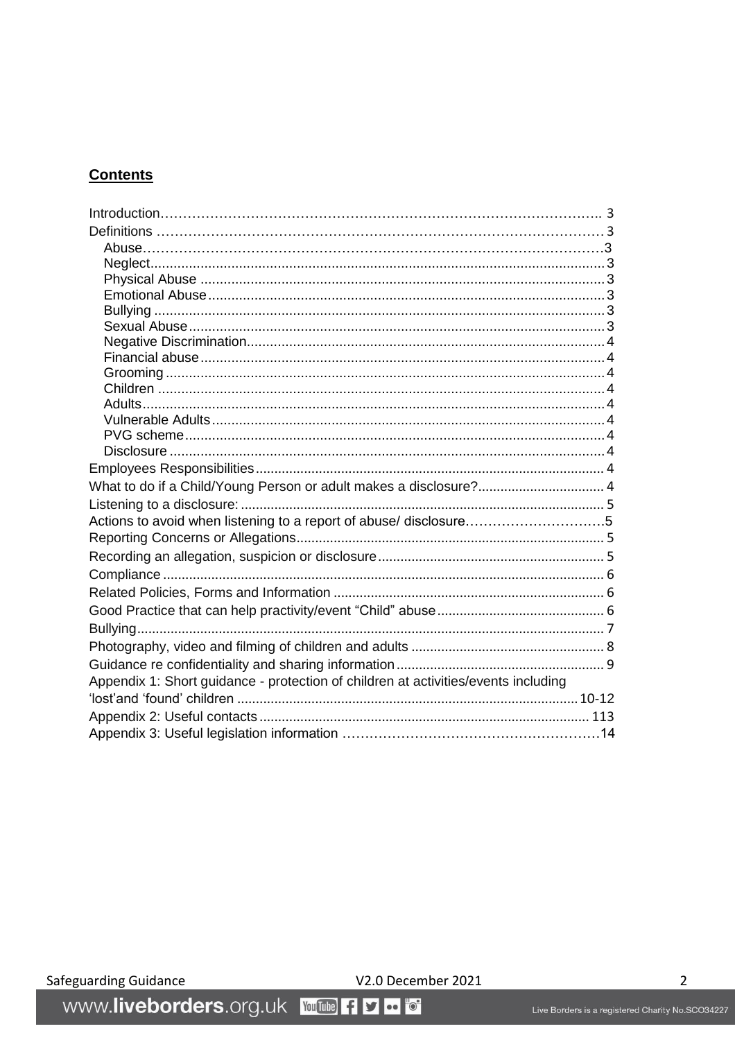## **Contents**

| | |
|---|---|
| Introduction | 3 |
| Definitions | 3 |
| Abuse | 3 |
| Neglect | 3 |
| Physical Abuse | 3 |
| Emotional Abuse | 3 |
| Bullying | 3 |
| Sexual Abuse | 3 |
| Negative Discrimination | 4 |
| Financial abuse | 4 |
| Grooming | 4 |
| Children | 4 |
| Adults | 4 |
| Vulnerable Adults | 4 |
| PVG scheme | 4 |
| Disclosure | 4 |
| Employees Responsibilities | 4 |
| What to do if a Child/Young Person or adult makes a disclosure? | 4 |
| Listening to a disclosure: | 5 |
| Actions to avoid when listening to a report of abuse/ disclosure | 5 |
| Reporting Concerns or Allegations | 5 |
| Recording an allegation, suspicion or disclosure | 5 |
| Compliance | 6 |
| Related Policies, Forms and Information | 6 |
| Good Practice that can help practivity/event "Child" abuse | 6 |
| Bullying | 7 |
| Photography, video and filming of children and adults | 8 |
| Guidance re confidentiality and sharing information | 9 |
| Appendix 1: Short guidance - protection of children at activities/events including 'lost'and 'found' children | 10-12 |
| Appendix 2: Useful contacts | 113 |
| Appendix 3: Useful legislation information | 14 |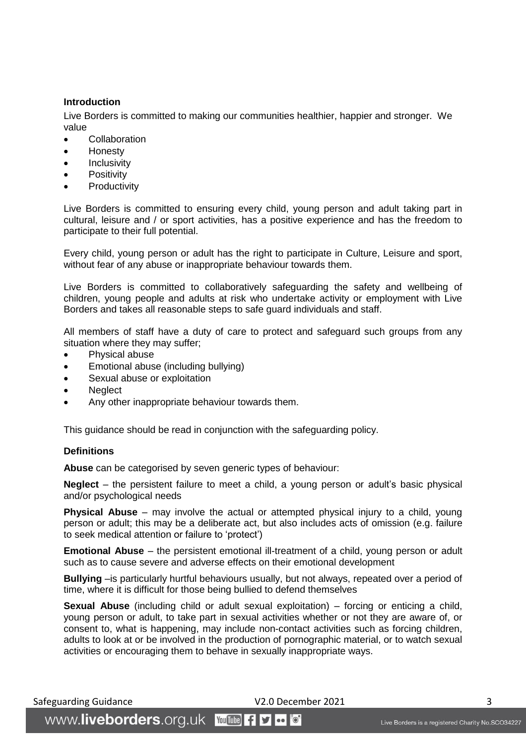## Introduction

Live Borders is committed to making our communities healthier, happier and stronger. We value

- Collaboration
- Honesty
- Inclusivity
- Positivity
- Productivity

Live Borders is committed to ensuring every child, young person and adult taking part in cultural, leisure and / or sport activities, has a positive experience and has the freedom to participate to their full potential.

Every child, young person or adult has the right to participate in Culture, Leisure and sport, without fear of any abuse or inappropriate behaviour towards them.

Live Borders is committed to collaboratively safeguarding the safety and wellbeing of children, young people and adults at risk who undertake activity or employment with Live Borders and takes all reasonable steps to safe guard individuals and staff.

All members of staff have a duty of care to protect and safeguard such groups from any situation where they may suffer;

- Physical abuse
- Emotional abuse (including bullying)
- Sexual abuse or exploitation
- Neglect
- Any other inappropriate behaviour towards them.

This guidance should be read in conjunction with the safeguarding policy.

## Definitions

**Abuse** can be categorised by seven generic types of behaviour:

**Neglect** – the persistent failure to meet a child, a young person or adult's basic physical and/or psychological needs

**Physical Abuse** – may involve the actual or attempted physical injury to a child, young person or adult; this may be a deliberate act, but also includes acts of omission (e.g. failure to seek medical attention or failure to 'protect')

**Emotional Abuse** – the persistent emotional ill-treatment of a child, young person or adult such as to cause severe and adverse effects on their emotional development

**Bullying** –is particularly hurtful behaviours usually, but not always, repeated over a period of time, where it is difficult for those being bullied to defend themselves

**Sexual Abuse** (including child or adult sexual exploitation) – forcing or enticing a child, young person or adult, to take part in sexual activities whether or not they are aware of, or consent to, what is happening, may include non-contact activities such as forcing children, adults to look at or be involved in the production of pornographic material, or to watch sexual activities or encouraging them to behave in sexually inappropriate ways.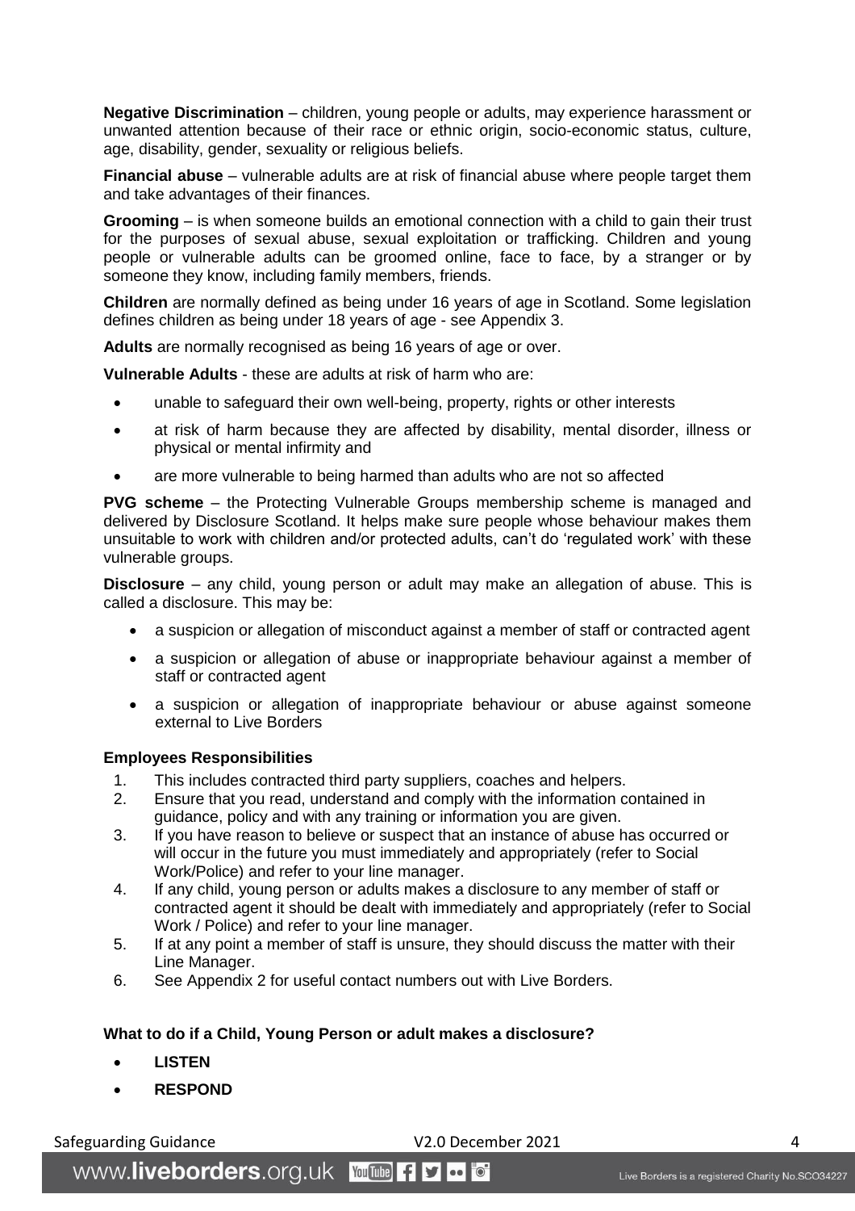**Negative Discrimination** – children, young people or adults, may experience harassment or unwanted attention because of their race or ethnic origin, socio-economic status, culture, age, disability, gender, sexuality or religious beliefs.

**Financial abuse** – vulnerable adults are at risk of financial abuse where people target them and take advantages of their finances.

**Grooming** – is when someone builds an emotional connection with a child to gain their trust for the purposes of sexual abuse, sexual exploitation or trafficking. Children and young people or vulnerable adults can be groomed online, face to face, by a stranger or by someone they know, including family members, friends.

**Children** are normally defined as being under 16 years of age in Scotland. Some legislation defines children as being under 18 years of age - see Appendix 3.

**Adults** are normally recognised as being 16 years of age or over.

**Vulnerable Adults** - these are adults at risk of harm who are:

- unable to safeguard their own well-being, property, rights or other interests
- at risk of harm because they are affected by disability, mental disorder, illness or physical or mental infirmity and
- are more vulnerable to being harmed than adults who are not so affected

**PVG scheme** – the Protecting Vulnerable Groups membership scheme is managed and delivered by Disclosure Scotland. It helps make sure people whose behaviour makes them unsuitable to work with children and/or protected adults, can't do 'regulated work' with these vulnerable groups.

**Disclosure** – any child, young person or adult may make an allegation of abuse. This is called a disclosure. This may be:

- a suspicion or allegation of misconduct against a member of staff or contracted agent
- a suspicion or allegation of abuse or inappropriate behaviour against a member of staff or contracted agent
- a suspicion or allegation of inappropriate behaviour or abuse against someone external to Live Borders

**Employees Responsibilities**

1. This includes contracted third party suppliers, coaches and helpers.
2. Ensure that you read, understand and comply with the information contained in guidance, policy and with any training or information you are given.
3. If you have reason to believe or suspect that an instance of abuse has occurred or will occur in the future you must immediately and appropriately (refer to Social Work/Police) and refer to your line manager.
4. If any child, young person or adults makes a disclosure to any member of staff or contracted agent it should be dealt with immediately and appropriately (refer to Social Work / Police) and refer to your line manager.
5. If at any point a member of staff is unsure, they should discuss the matter with their Line Manager.
6. See Appendix 2 for useful contact numbers out with Live Borders.

**What to do if a Child, Young Person or adult makes a disclosure?**

- **LISTEN**
- **RESPOND**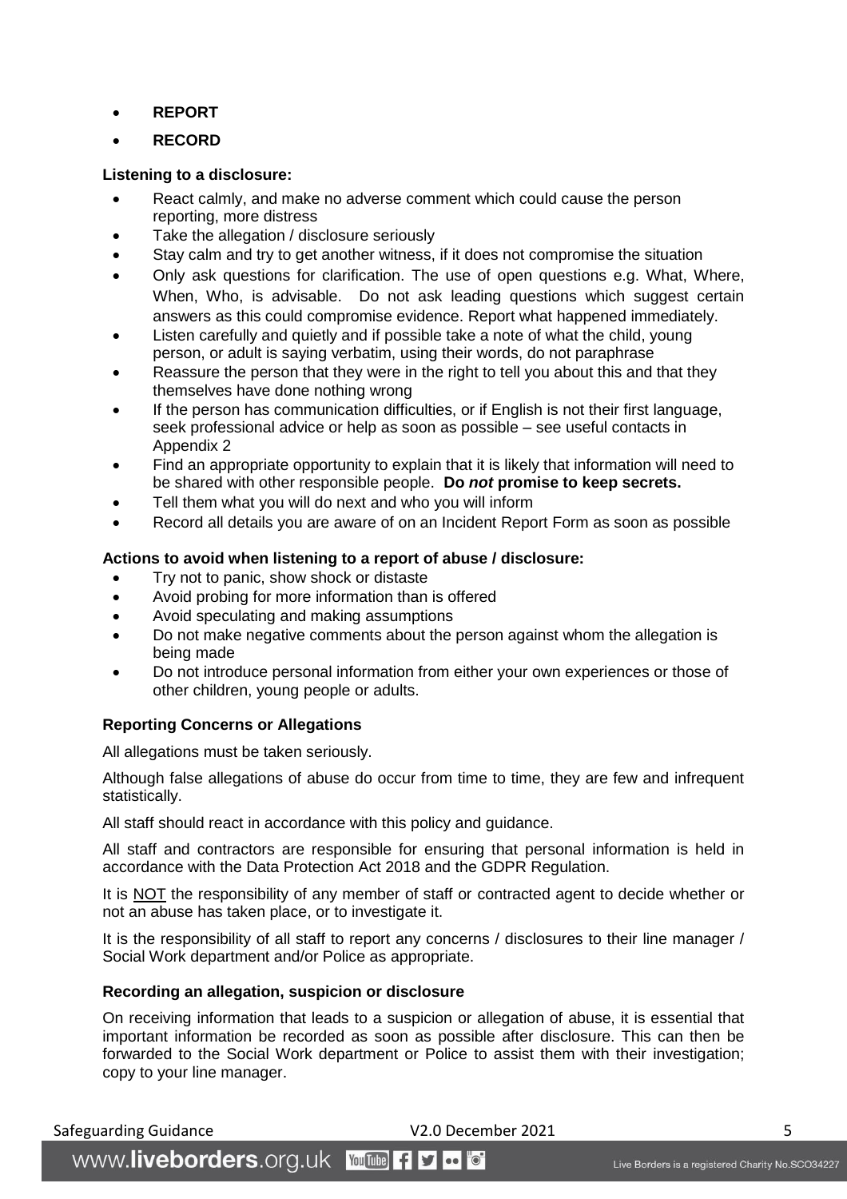- **REPORT**
- **RECORD**

**Listening to a disclosure:**

- React calmly, and make no adverse comment which could cause the person reporting, more distress
- Take the allegation / disclosure seriously
- Stay calm and try to get another witness, if it does not compromise the situation
- Only ask questions for clarification. The use of open questions e.g. What, Where, When, Who, is advisable. Do not ask leading questions which suggest certain answers as this could compromise evidence. Report what happened immediately.
- Listen carefully and quietly and if possible take a note of what the child, young person, or adult is saying verbatim, using their words, do not paraphrase
- Reassure the person that they were in the right to tell you about this and that they themselves have done nothing wrong
- If the person has communication difficulties, or if English is not their first language, seek professional advice or help as soon as possible – see useful contacts in Appendix 2
- Find an appropriate opportunity to explain that it is likely that information will need to be shared with other responsible people. **Do *not* promise to keep secrets.**
- Tell them what you will do next and who you will inform
- Record all details you are aware of on an Incident Report Form as soon as possible

**Actions to avoid when listening to a report of abuse / disclosure:**

- Try not to panic, show shock or distaste
- Avoid probing for more information than is offered
- Avoid speculating and making assumptions
- Do not make negative comments about the person against whom the allegation is being made
- Do not introduce personal information from either your own experiences or those of other children, young people or adults.

**Reporting Concerns or Allegations**

All allegations must be taken seriously.

Although false allegations of abuse do occur from time to time, they are few and infrequent statistically.

All staff should react in accordance with this policy and guidance.

All staff and contractors are responsible for ensuring that personal information is held in accordance with the Data Protection Act 2018 and the GDPR Regulation.

It is <u>NOT</u> the responsibility of any member of staff or contracted agent to decide whether or not an abuse has taken place, or to investigate it.

It is the responsibility of all staff to report any concerns / disclosures to their line manager / Social Work department and/or Police as appropriate.

**Recording an allegation, suspicion or disclosure**

On receiving information that leads to a suspicion or allegation of abuse, it is essential that important information be recorded as soon as possible after disclosure. This can then be forwarded to the Social Work department or Police to assist them with their investigation; copy to your line manager.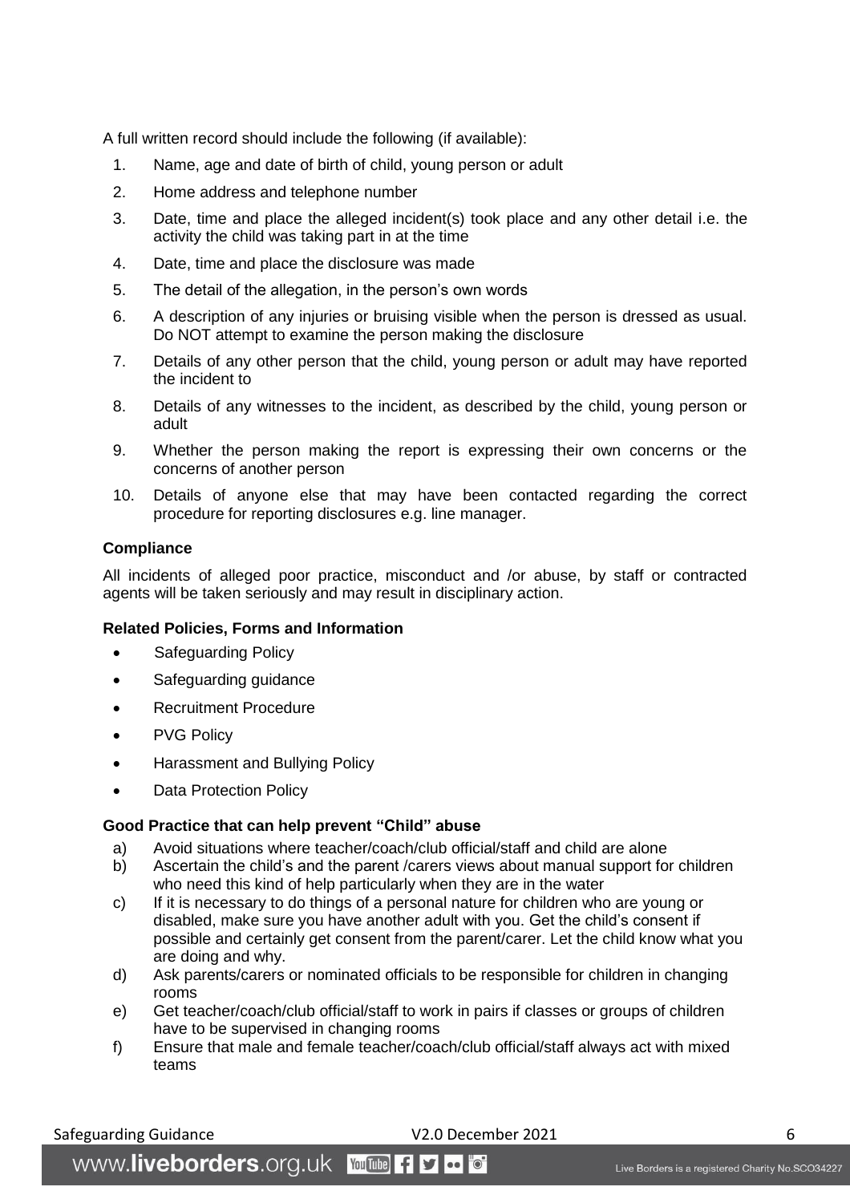A full written record should include the following (if available):

1. Name, age and date of birth of child, young person or adult
2. Home address and telephone number
3. Date, time and place the alleged incident(s) took place and any other detail i.e. the activity the child was taking part in at the time
4. Date, time and place the disclosure was made
5. The detail of the allegation, in the person's own words
6. A description of any injuries or bruising visible when the person is dressed as usual. Do NOT attempt to examine the person making the disclosure
7. Details of any other person that the child, young person or adult may have reported the incident to
8. Details of any witnesses to the incident, as described by the child, young person or adult
9. Whether the person making the report is expressing their own concerns or the concerns of another person
10. Details of anyone else that may have been contacted regarding the correct procedure for reporting disclosures e.g. line manager.

**Compliance**

All incidents of alleged poor practice, misconduct and /or abuse, by staff or contracted agents will be taken seriously and may result in disciplinary action.

**Related Policies, Forms and Information**

- Safeguarding Policy
- Safeguarding guidance
- Recruitment Procedure
- PVG Policy
- Harassment and Bullying Policy
- Data Protection Policy

**Good Practice that can help prevent "Child" abuse**

a) Avoid situations where teacher/coach/club official/staff and child are alone
b) Ascertain the child's and the parent /carers views about manual support for children who need this kind of help particularly when they are in the water
c) If it is necessary to do things of a personal nature for children who are young or disabled, make sure you have another adult with you. Get the child's consent if possible and certainly get consent from the parent/carer. Let the child know what you are doing and why.
d) Ask parents/carers or nominated officials to be responsible for children in changing rooms
e) Get teacher/coach/club official/staff to work in pairs if classes or groups of children have to be supervised in changing rooms
f) Ensure that male and female teacher/coach/club official/staff always act with mixed teams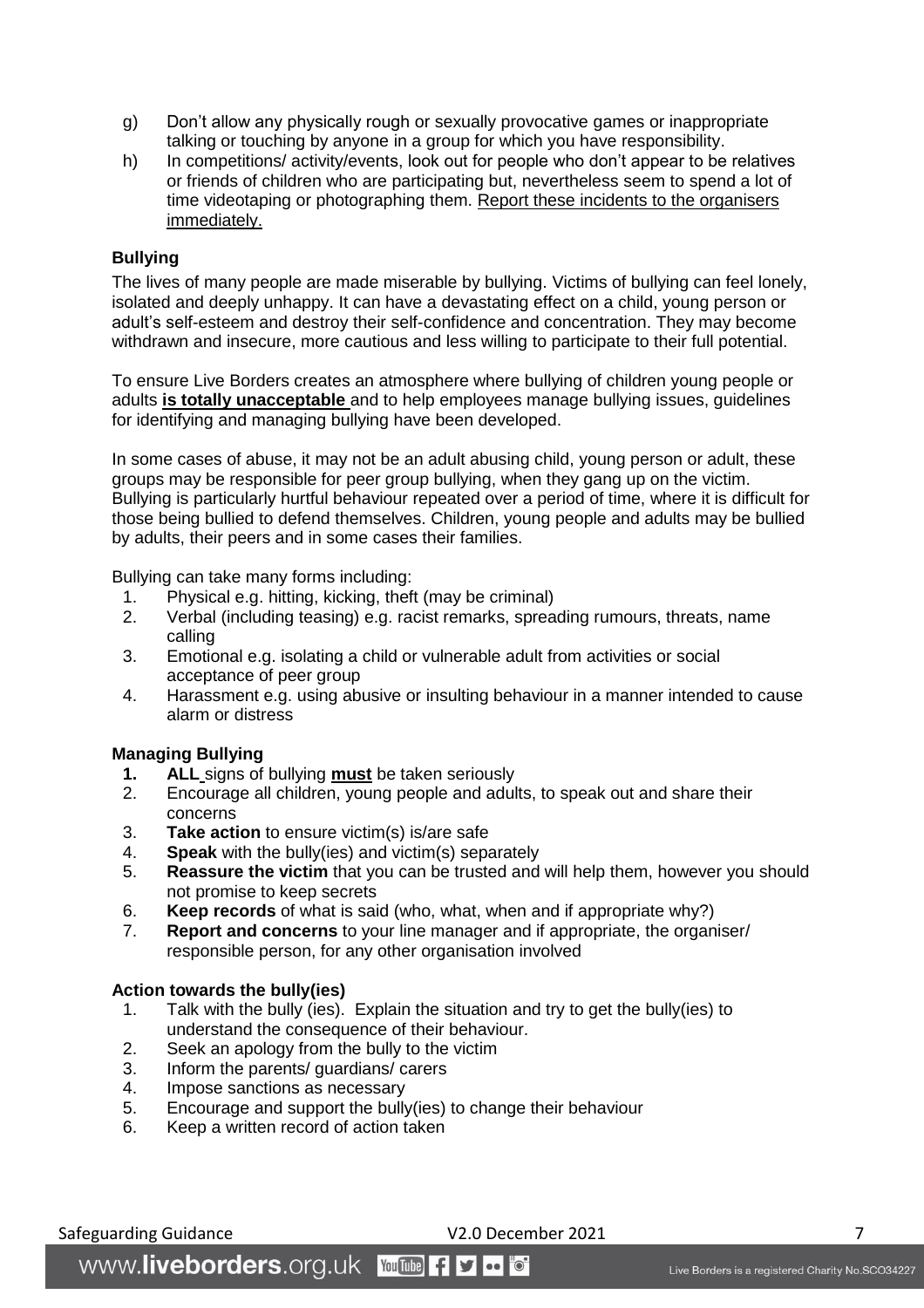g) Don't allow any physically rough or sexually provocative games or inappropriate talking or touching by anyone in a group for which you have responsibility.

h) In competitions/ activity/events, look out for people who don't appear to be relatives or friends of children who are participating but, nevertheless seem to spend a lot of time videotaping or photographing them. Report these incidents to the organisers immediately.

**Bullying**

The lives of many people are made miserable by bullying. Victims of bullying can feel lonely, isolated and deeply unhappy. It can have a devastating effect on a child, young person or adult's self-esteem and destroy their self-confidence and concentration. They may become withdrawn and insecure, more cautious and less willing to participate to their full potential.

To ensure Live Borders creates an atmosphere where bullying of children young people or adults **is totally unacceptable** and to help employees manage bullying issues, guidelines for identifying and managing bullying have been developed.

In some cases of abuse, it may not be an adult abusing child, young person or adult, these groups may be responsible for peer group bullying, when they gang up on the victim. Bullying is particularly hurtful behaviour repeated over a period of time, where it is difficult for those being bullied to defend themselves. Children, young people and adults may be bullied by adults, their peers and in some cases their families.

Bullying can take many forms including:

1. Physical e.g. hitting, kicking, theft (may be criminal)
2. Verbal (including teasing) e.g. racist remarks, spreading rumours, threats, name calling
3. Emotional e.g. isolating a child or vulnerable adult from activities or social acceptance of peer group
4. Harassment e.g. using abusive or insulting behaviour in a manner intended to cause alarm or distress

**Managing Bullying**

1. **ALL** signs of bullying **must** be taken seriously
2. Encourage all children, young people and adults, to speak out and share their concerns
3. **Take action** to ensure victim(s) is/are safe
4. **Speak** with the bully(ies) and victim(s) separately
5. **Reassure the victim** that you can be trusted and will help them, however you should not promise to keep secrets
6. **Keep records** of what is said (who, what, when and if appropriate why?)
7. **Report and concerns** to your line manager and if appropriate, the organiser/ responsible person, for any other organisation involved

**Action towards the bully(ies)**

1. Talk with the bully (ies). Explain the situation and try to get the bully(ies) to understand the consequence of their behaviour.
2. Seek an apology from the bully to the victim
3. Inform the parents/ guardians/ carers
4. Impose sanctions as necessary
5. Encourage and support the bully(ies) to change their behaviour
6. Keep a written record of action taken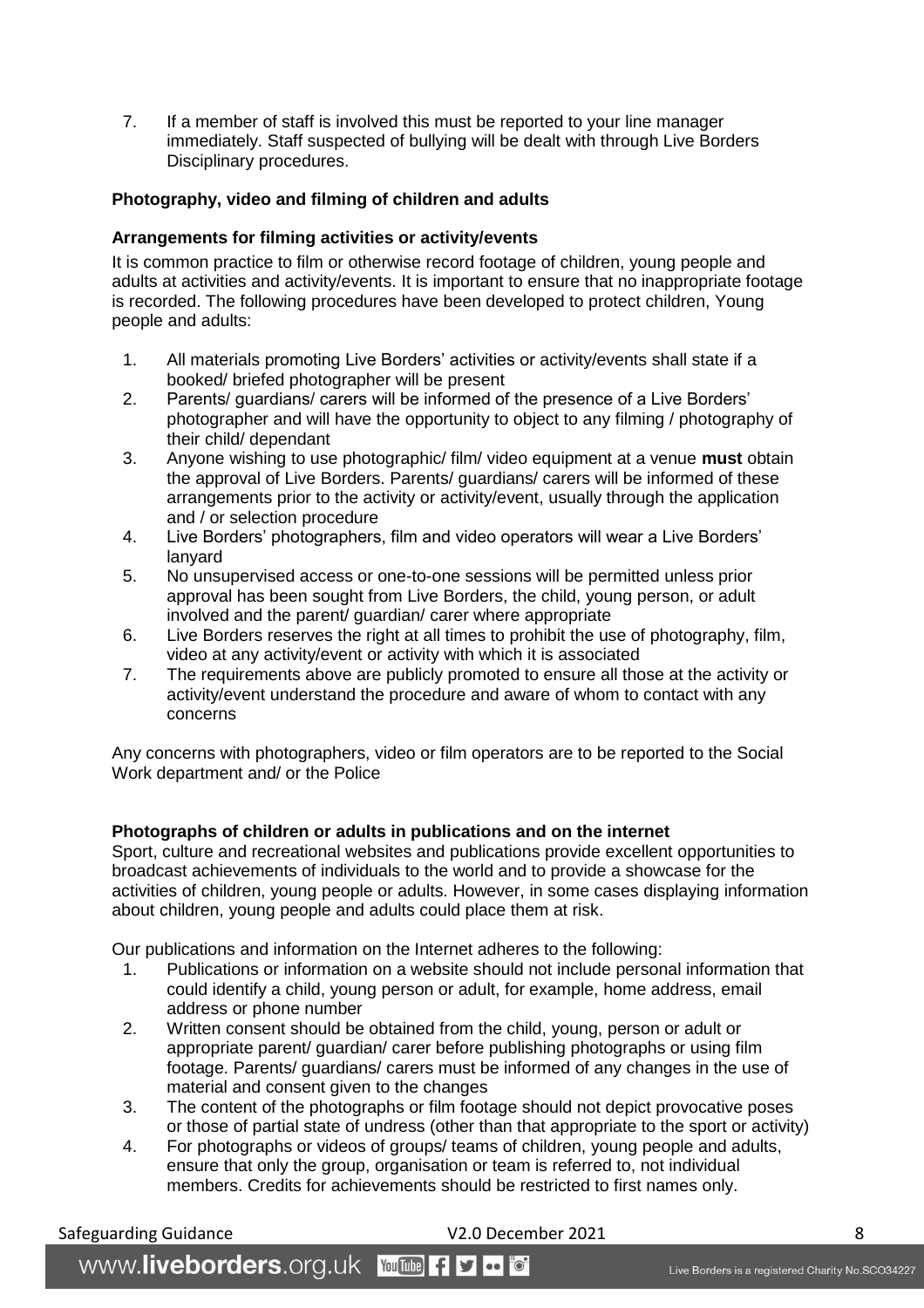7. If a member of staff is involved this must be reported to your line manager immediately. Staff suspected of bullying will be dealt with through Live Borders Disciplinary procedures.

**Photography, video and filming of children and adults**

**Arrangements for filming activities or activity/events**

It is common practice to film or otherwise record footage of children, young people and adults at activities and activity/events. It is important to ensure that no inappropriate footage is recorded. The following procedures have been developed to protect children, Young people and adults:

1. All materials promoting Live Borders' activities or activity/events shall state if a booked/ briefed photographer will be present
2. Parents/ guardians/ carers will be informed of the presence of a Live Borders' photographer and will have the opportunity to object to any filming / photography of their child/ dependant
3. Anyone wishing to use photographic/ film/ video equipment at a venue **must** obtain the approval of Live Borders. Parents/ guardians/ carers will be informed of these arrangements prior to the activity or activity/event, usually through the application and / or selection procedure
4. Live Borders' photographers, film and video operators will wear a Live Borders' lanyard
5. No unsupervised access or one-to-one sessions will be permitted unless prior approval has been sought from Live Borders, the child, young person, or adult involved and the parent/ guardian/ carer where appropriate
6. Live Borders reserves the right at all times to prohibit the use of photography, film, video at any activity/event or activity with which it is associated
7. The requirements above are publicly promoted to ensure all those at the activity or activity/event understand the procedure and aware of whom to contact with any concerns

Any concerns with photographers, video or film operators are to be reported to the Social Work department and/ or the Police

**Photographs of children or adults in publications and on the internet**

Sport, culture and recreational websites and publications provide excellent opportunities to broadcast achievements of individuals to the world and to provide a showcase for the activities of children, young people or adults. However, in some cases displaying information about children, young people and adults could place them at risk.

Our publications and information on the Internet adheres to the following:

1. Publications or information on a website should not include personal information that could identify a child, young person or adult, for example, home address, email address or phone number
2. Written consent should be obtained from the child, young, person or adult or appropriate parent/ guardian/ carer before publishing photographs or using film footage. Parents/ guardians/ carers must be informed of any changes in the use of material and consent given to the changes
3. The content of the photographs or film footage should not depict provocative poses or those of partial state of undress (other than that appropriate to the sport or activity)
4. For photographs or videos of groups/ teams of children, young people and adults, ensure that only the group, organisation or team is referred to, not individual members. Credits for achievements should be restricted to first names only.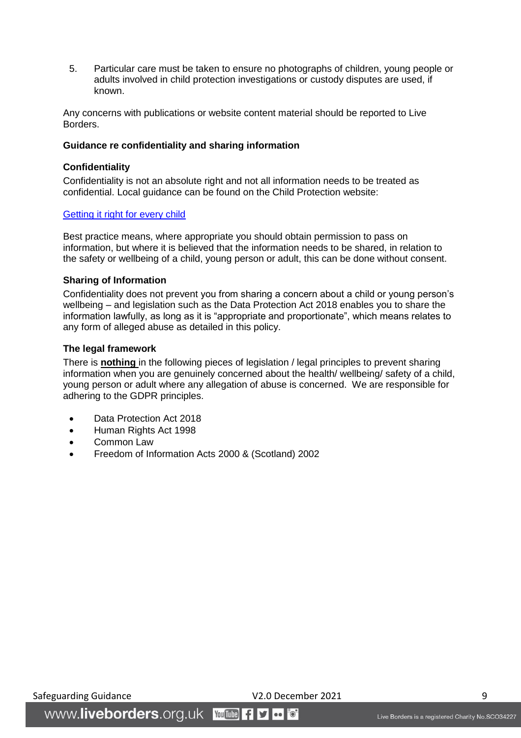5. Particular care must be taken to ensure no photographs of children, young people or adults involved in child protection investigations or custody disputes are used, if known.

Any concerns with publications or website content material should be reported to Live Borders.

**Guidance re confidentiality and sharing information**

**Confidentiality**

Confidentiality is not an absolute right and not all information needs to be treated as confidential. Local guidance can be found on the Child Protection website:

[Getting it right for every child]()

Best practice means, where appropriate you should obtain permission to pass on information, but where it is believed that the information needs to be shared, in relation to the safety or wellbeing of a child, young person or adult, this can be done without consent.

**Sharing of Information**

Confidentiality does not prevent you from sharing a concern about a child or young person's wellbeing – and legislation such as the Data Protection Act 2018 enables you to share the information lawfully, as long as it is "appropriate and proportionate", which means relates to any form of alleged abuse as detailed in this policy.

**The legal framework**

There is **nothing** in the following pieces of legislation / legal principles to prevent sharing information when you are genuinely concerned about the health/ wellbeing/ safety of a child, young person or adult where any allegation of abuse is concerned. We are responsible for adhering to the GDPR principles.

- Data Protection Act 2018
- Human Rights Act 1998
- Common Law
- Freedom of Information Acts 2000 & (Scotland) 2002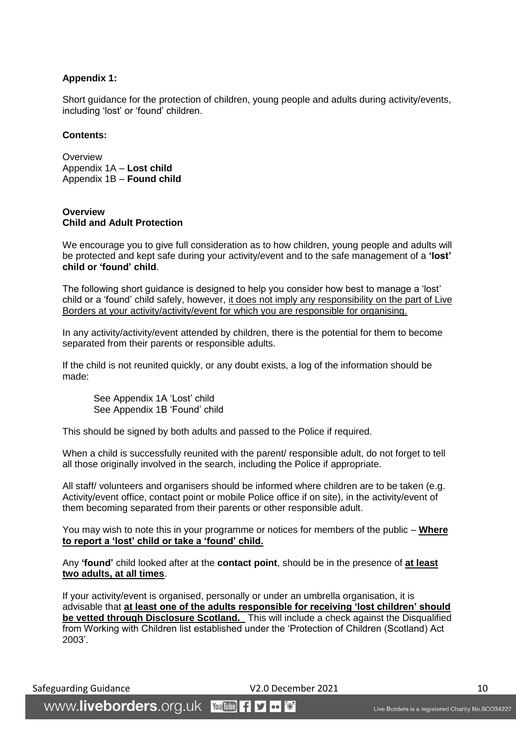**Appendix 1:**

Short guidance for the protection of children, young people and adults during activity/events, including 'lost' or 'found' children.

**Contents:**

Overview
Appendix 1A – **Lost child**
Appendix 1B – **Found child**

**Overview**
**Child and Adult Protection**

We encourage you to give full consideration as to how children, young people and adults will be protected and kept safe during your activity/event and to the safe management of a **'lost' child or 'found' child**.

The following short guidance is designed to help you consider how best to manage a 'lost' child or a 'found' child safely, however, <u>it does not imply any responsibility on the part of Live Borders at your activity/activity/event for which you are responsible for organising.</u>

In any activity/activity/event attended by children, there is the potential for them to become separated from their parents or responsible adults.

If the child is not reunited quickly, or any doubt exists, a log of the information should be made:

> See Appendix 1A 'Lost' child
> See Appendix 1B 'Found' child

This should be signed by both adults and passed to the Police if required.

When a child is successfully reunited with the parent/ responsible adult, do not forget to tell all those originally involved in the search, including the Police if appropriate.

All staff/ volunteers and organisers should be informed where children are to be taken (e.g. Activity/event office, contact point or mobile Police office if on site), in the activity/event of them becoming separated from their parents or other responsible adult.

You may wish to note this in your programme or notices for members of the public – <u>**Where to report a 'lost' child or take a 'found' child.**</u>

Any **'found'** child looked after at the **contact point**, should be in the presence of <u>**at least two adults, at all times**</u>.

If your activity/event is organised, personally or under an umbrella organisation, it is advisable that <u>**at least one of the adults responsible for receiving 'lost children' should be vetted through Disclosure Scotland.**</u> This will include a check against the Disqualified from Working with Children list established under the 'Protection of Children (Scotland) Act 2003'.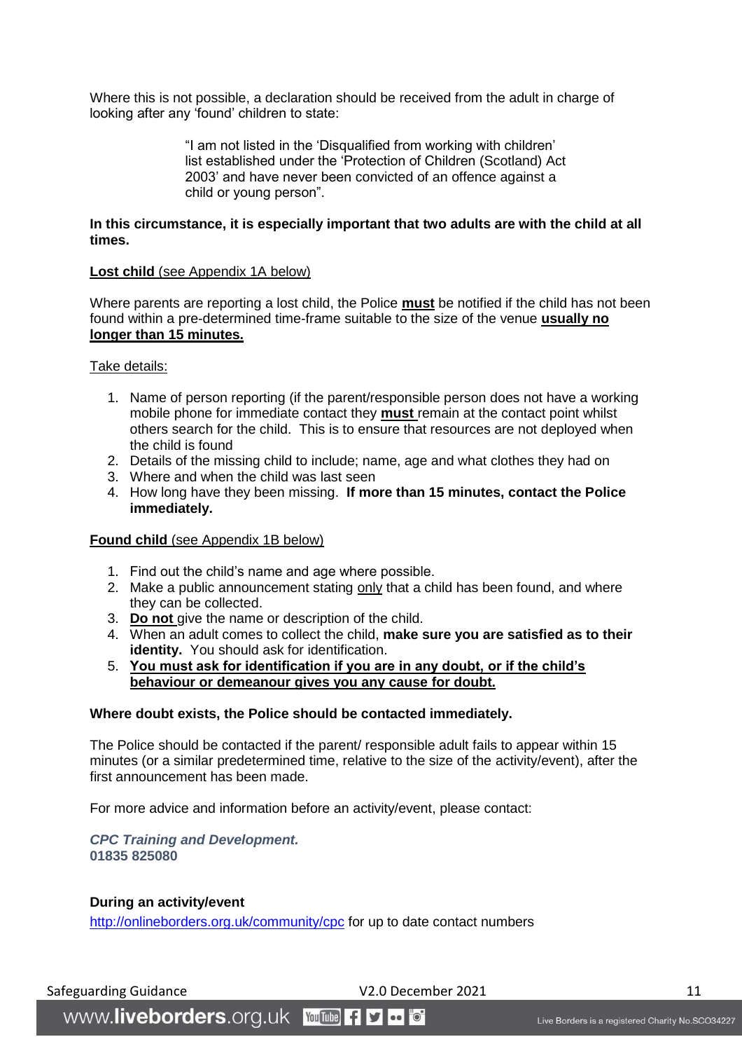Where this is not possible, a declaration should be received from the adult in charge of looking after any 'found' children to state:

> "I am not listed in the 'Disqualified from working with children' list established under the 'Protection of Children (Scotland) Act 2003' and have never been convicted of an offence against a child or young person".

**In this circumstance, it is especially important that two adults are with the child at all times.**

**Lost child** (see Appendix 1A below)

Where parents are reporting a lost child, the Police **must** be notified if the child has not been found within a pre-determined time-frame suitable to the size of the venue **usually no longer than 15 minutes.**

Take details:

1. Name of person reporting (if the parent/responsible person does not have a working mobile phone for immediate contact they **must** remain at the contact point whilst others search for the child. This is to ensure that resources are not deployed when the child is found
2. Details of the missing child to include; name, age and what clothes they had on
3. Where and when the child was last seen
4. How long have they been missing. **If more than 15 minutes, contact the Police immediately.**

**Found child** (see Appendix 1B below)

1. Find out the child's name and age where possible.
2. Make a public announcement stating only that a child has been found, and where they can be collected.
3. **Do not** give the name or description of the child.
4. When an adult comes to collect the child, **make sure you are satisfied as to their identity.** You should ask for identification.
5. **You must ask for identification if you are in any doubt, or if the child's behaviour or demeanour gives you any cause for doubt.**

**Where doubt exists, the Police should be contacted immediately.**

The Police should be contacted if the parent/ responsible adult fails to appear within 15 minutes (or a similar predetermined time, relative to the size of the activity/event), after the first announcement has been made.

For more advice and information before an activity/event, please contact:

***CPC Training and Development.***
**01835 825080**

**During an activity/event**

http://onlineborders.org.uk/community/cpc for up to date contact numbers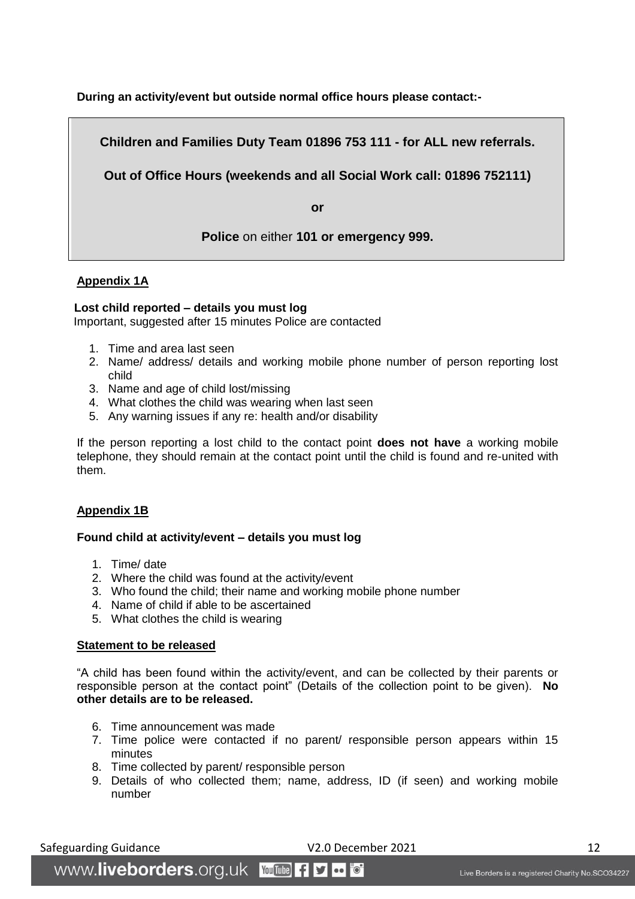**During an activity/event but outside normal office hours please contact:-**

> **Children and Families Duty Team 01896 753 111 - for ALL new referrals.**
>
> **Out of Office Hours (weekends and all Social Work call: 01896 752111)**
>
> **or**
>
> **Police** on either **101 or emergency 999.**

**Appendix 1A**

**Lost child reported – details you must log**
Important, suggested after 15 minutes Police are contacted

1. Time and area last seen
2. Name/ address/ details and working mobile phone number of person reporting lost child
3. Name and age of child lost/missing
4. What clothes the child was wearing when last seen
5. Any warning issues if any re: health and/or disability

If the person reporting a lost child to the contact point **does not have** a working mobile telephone, they should remain at the contact point until the child is found and re-united with them.

**Appendix 1B**

**Found child at activity/event – details you must log**

1. Time/ date
2. Where the child was found at the activity/event
3. Who found the child; their name and working mobile phone number
4. Name of child if able to be ascertained
5. What clothes the child is wearing

**Statement to be released**

"A child has been found within the activity/event, and can be collected by their parents or responsible person at the contact point" (Details of the collection point to be given). **No other details are to be released.**

6. Time announcement was made
7. Time police were contacted if no parent/ responsible person appears within 15 minutes
8. Time collected by parent/ responsible person
9. Details of who collected them; name, address, ID (if seen) and working mobile number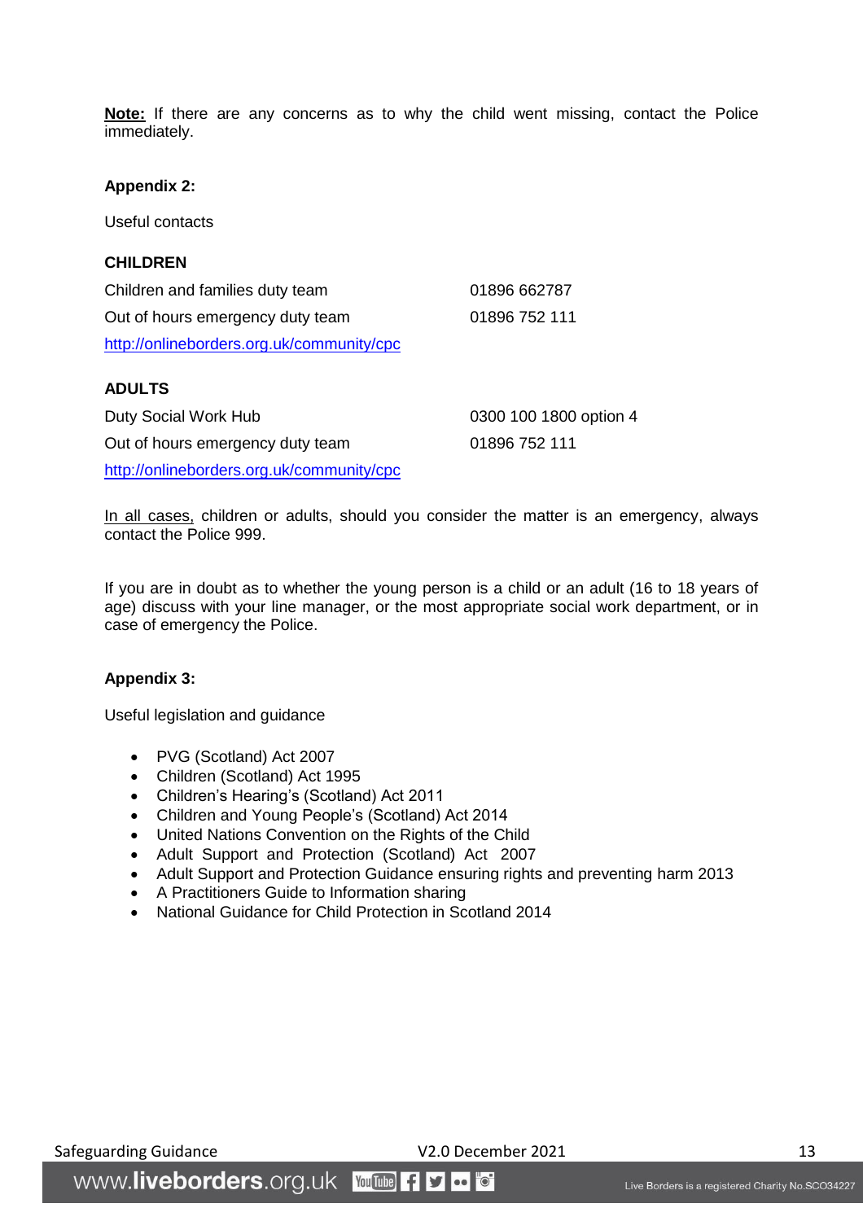**Note:** If there are any concerns as to why the child went missing, contact the Police immediately.

**Appendix 2:**

Useful contacts

**CHILDREN**

| | |
|---|---|
| Children and families duty team | 01896 662787 |
| Out of hours emergency duty team | 01896 752 111 |
| http://onlineborders.org.uk/community/cpc | |

**ADULTS**

| | |
|---|---|
| Duty Social Work Hub | 0300 100 1800 option 4 |
| Out of hours emergency duty team | 01896 752 111 |
| http://onlineborders.org.uk/community/cpc | |

In all cases, children or adults, should you consider the matter is an emergency, always contact the Police 999.

If you are in doubt as to whether the young person is a child or an adult (16 to 18 years of age) discuss with your line manager, or the most appropriate social work department, or in case of emergency the Police.

**Appendix 3:**

Useful legislation and guidance

- PVG (Scotland) Act 2007
- Children (Scotland) Act 1995
- Children's Hearing's (Scotland) Act 2011
- Children and Young People's (Scotland) Act 2014
- United Nations Convention on the Rights of the Child
- Adult Support and Protection (Scotland) Act 2007
- Adult Support and Protection Guidance ensuring rights and preventing harm 2013
- A Practitioners Guide to Information sharing
- National Guidance for Child Protection in Scotland 2014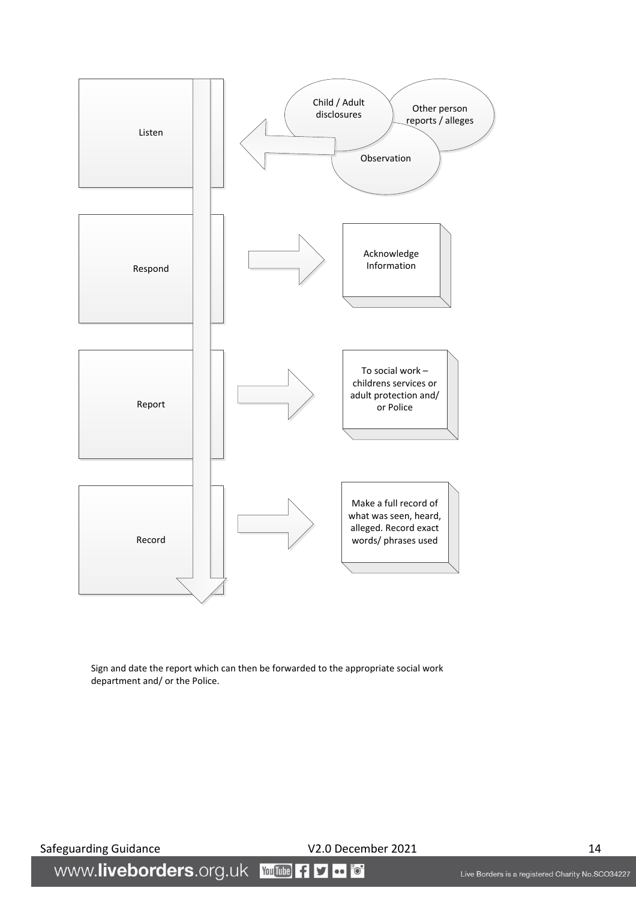Listen

Child / Adult disclosures

Other person reports / alleges

Observation

Respond

Acknowledge Information

Report

To social work – childrens services or adult protection and/ or Police

Record

Make a full record of what was seen, heard, alleged. Record exact words/ phrases used

Sign and date the report which can then be forwarded to the appropriate social work department and/ or the Police.